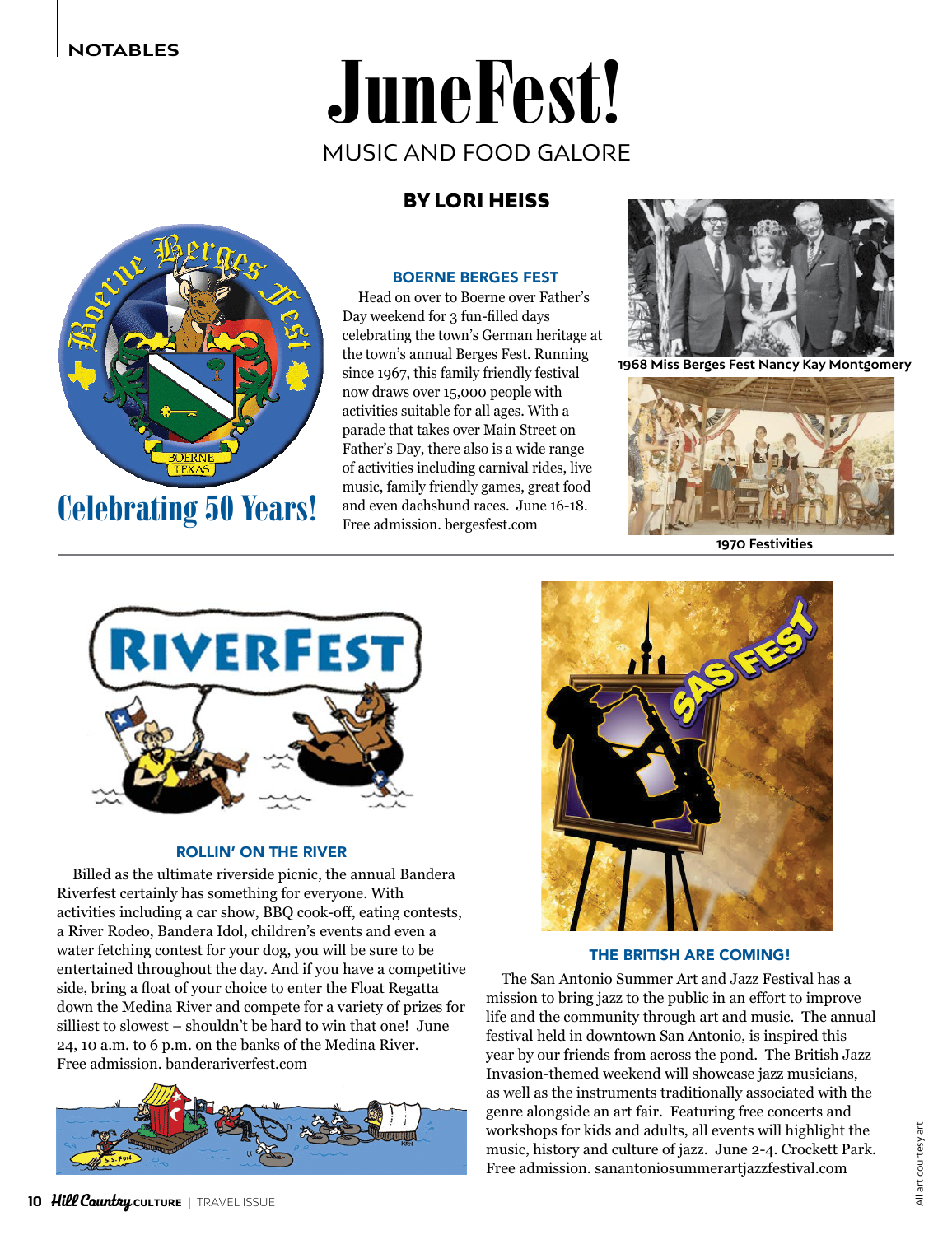NOTABLES

# JuneFest!

## MUSIC AND FOOD GALORE

**BY LORI HEISS**

Celebrating 50 Years!

### BOERNE BERGES FEST

Head on over to Boerne over Father's Day weekend for 3 fun-filled days celebrating the town's German heritage at the town's annual Berges Fest. Running since 1967, this family friendly festival now draws over 15,000 people with activities suitable for all ages. With a parade that takes over Main Street on Father's Day, there also is a wide range of activities including carnival rides, live music, family friendly games, great food and even dachshund races. June 16-18. Free admission. bergesfest.com

1968 Miss Berges Fest Nancy Kay Montgomery

1970 Festivities

### ROLLIN' ON THE RIVER

Billed as the ultimate riverside picnic, the annual Bandera Riverfest certainly has something for everyone. With activities including a car show, BBQ cook-off, eating contests, a River Rodeo, Bandera Idol, children's events and even a water fetching contest for your dog, you will be sure to be entertained throughout the day. And if you have a competitive side, bring a float of your choice to enter the Float Regatta down the Medina River and compete for a variety of prizes for silliest to slowest – shouldn't be hard to win that one! June 24, 10 a.m. to 6 p.m. on the banks of the Medina River. Free admission. banderariverfest.com

### THE BRITISH ARE COMING!

The San Antonio Summer Art and Jazz Festival has a mission to bring jazz to the public in an effort to improve life and the community through art and music. The annual festival held in downtown San Antonio, is inspired this year by our friends from across the pond. The British Jazz Invasion-themed weekend will showcase jazz musicians, as well as the instruments traditionally associated with the genre alongside an art fair. Featuring free concerts and workshops for kids and adults, all events will highlight the music, history and culture of jazz. June 2-4. Crockett Park. Free admission. sanantoniosummerartjazzfestival.com

All art courtesy art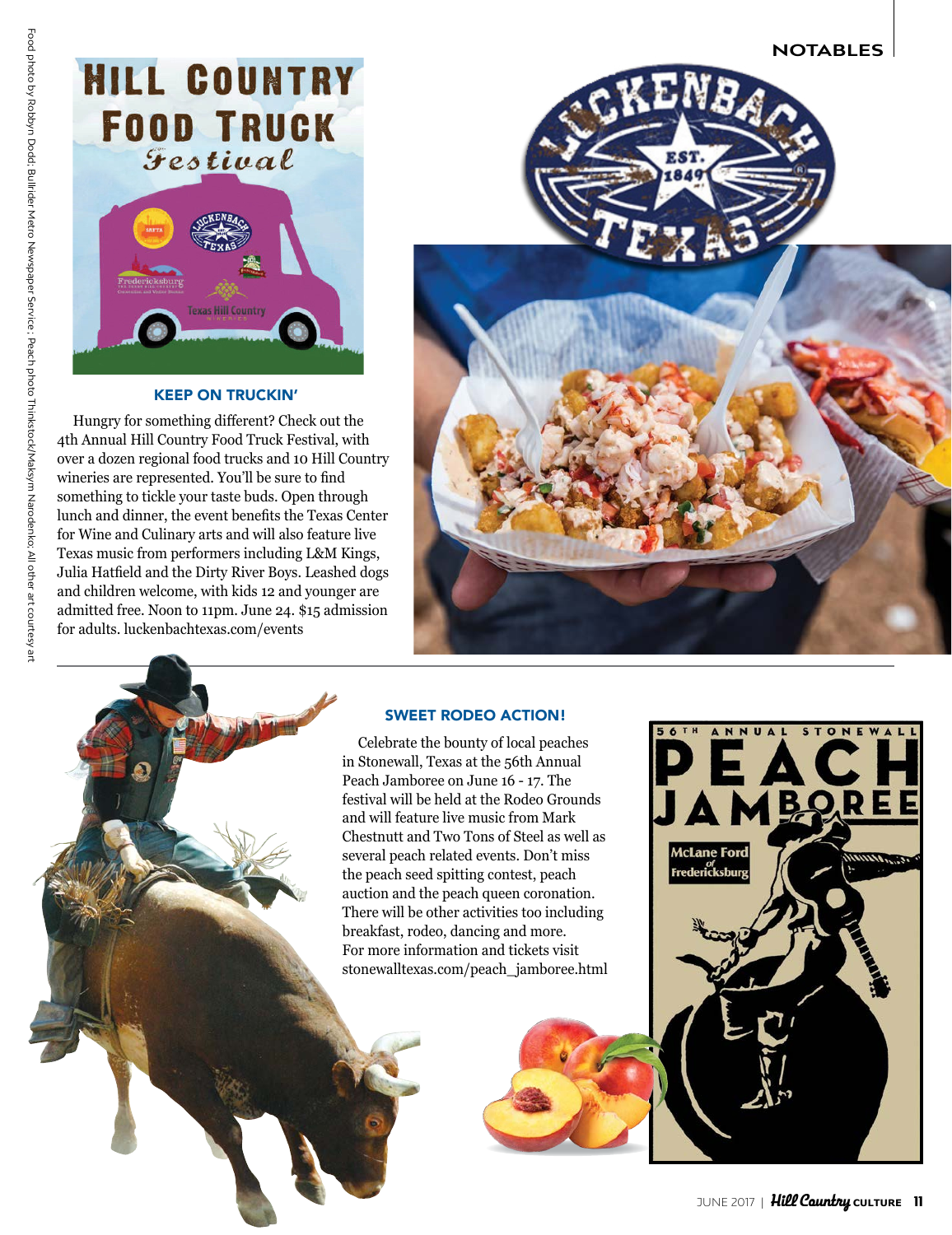NOTABLES

Food photo by Robbyn Dodd; Bullrider Metro Newspaper Service; Peach photo Thinkstock/Maksym Narodenko; All other art courtesy art

### KEEP ON TRUCKIN'

Hungry for something different? Check out the 4th Annual Hill Country Food Truck Festival, with over a dozen regional food trucks and 10 Hill Country wineries are represented. You'll be sure to find something to tickle your taste buds. Open through lunch and dinner, the event benefits the Texas Center for Wine and Culinary arts and will also feature live Texas music from performers including L&M Kings, Julia Hatfield and the Dirty River Boys. Leashed dogs and children welcome, with kids 12 and younger are admitted free. Noon to 11pm. June 24. $15 admission for adults. luckenbachtexas.com/events

### SWEET RODEO ACTION!

Celebrate the bounty of local peaches in Stonewall, Texas at the 56th Annual Peach Jamboree on June 16 - 17. The festival will be held at the Rodeo Grounds and will feature live music from Mark Chestnutt and Two Tons of Steel as well as several peach related events. Don't miss the peach seed spitting contest, peach auction and the peach queen coronation. There will be other activities too including breakfast, rodeo, dancing and more. For more information and tickets visit stonewalltexas.com/peach_jamboree.html